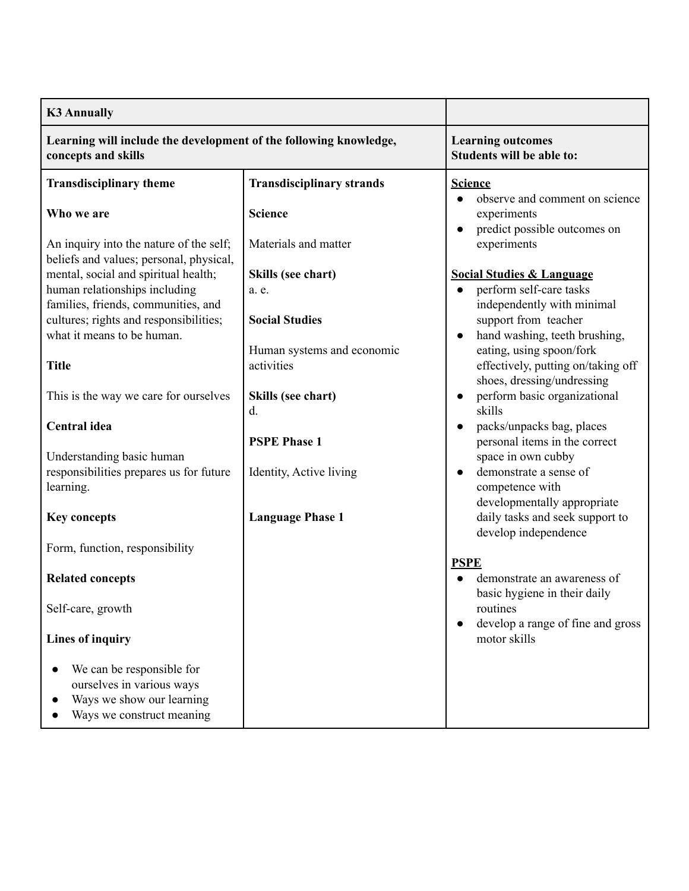| K3 Annually | | |
|---|---|---|
| **Learning will include the development of the following knowledge, concepts and skills** | | **Learning outcomes**<br>**Students will be able to:** |
| **Transdisciplinary theme**<br><br>**Who we are**<br><br>An inquiry into the nature of the self; beliefs and values; personal, physical, mental, social and spiritual health; human relationships including families, friends, communities, and cultures; rights and responsibilities; what it means to be human.<br><br>**Title**<br><br>This is the way we care for ourselves<br><br>**Central idea**<br><br>Understanding basic human responsibilities prepares us for future learning.<br><br>**Key concepts**<br><br>Form, function, responsibility<br><br>**Related concepts**<br><br>Self-care, growth<br><br>**Lines of inquiry**<br><br>● We can be responsible for ourselves in various ways<br>● Ways we show our learning<br>● Ways we construct meaning | **Transdisciplinary strands**<br><br>**Science**<br><br>Materials and matter<br><br>**Skills (see chart)**<br>a. e.<br><br>**Social Studies**<br><br>Human systems and economic activities<br><br>**Skills (see chart)**<br>d.<br><br>**PSPE Phase 1**<br><br>Identity, Active living<br><br>**Language Phase 1** | **<u>Science</u>**<br>● observe and comment on science experiments<br>● predict possible outcomes on experiments<br><br>**<u>Social Studies & Language</u>**<br>● perform self-care tasks independently with minimal support from teacher<br>● hand washing, teeth brushing, eating, using spoon/fork effectively, putting on/taking off shoes, dressing/undressing<br>● perform basic organizational skills<br>● packs/unpacks bag, places personal items in the correct space in own cubby<br>● demonstrate a sense of competence with developmentally appropriate daily tasks and seek support to develop independence<br><br>**<u>PSPE</u>**<br>● demonstrate an awareness of basic hygiene in their daily routines<br>● develop a range of fine and gross motor skills |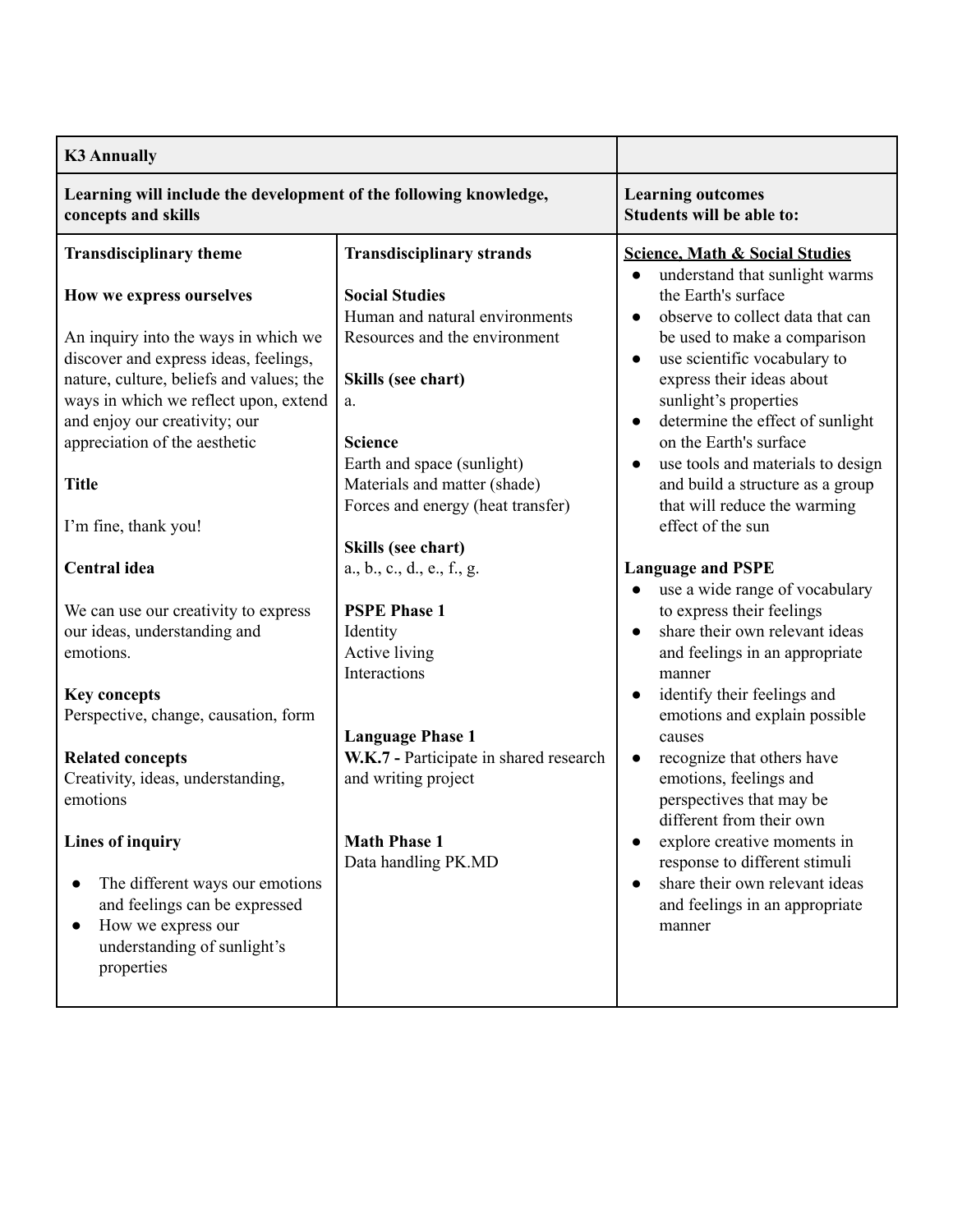| K3 Annually | | |
|---|---|---|
| **Learning will include the development of the following knowledge, concepts and skills** | | **Learning outcomes**<br>**Students will be able to:** |
| **Transdisciplinary theme**<br><br>**How we express ourselves**<br><br>An inquiry into the ways in which we discover and express ideas, feelings, nature, culture, beliefs and values; the ways in which we reflect upon, extend and enjoy our creativity; our appreciation of the aesthetic<br><br>**Title**<br><br>I'm fine, thank you!<br><br>**Central idea**<br><br>We can use our creativity to express our ideas, understanding and emotions.<br><br>**Key concepts**<br>Perspective, change, causation, form<br><br>**Related concepts**<br>Creativity, ideas, understanding, emotions<br><br>**Lines of inquiry**<br><br>● The different ways our emotions and feelings can be expressed<br>● How we express our understanding of sunlight's properties | **Transdisciplinary strands**<br><br>**Social Studies**<br>Human and natural environments<br>Resources and the environment<br><br>**Skills (see chart)**<br>a.<br><br>**Science**<br>Earth and space (sunlight)<br>Materials and matter (shade)<br>Forces and energy (heat transfer)<br><br>**Skills (see chart)**<br>a., b., c., d., e., f., g.<br><br>**PSPE Phase 1**<br>Identity<br>Active living<br>Interactions<br><br>**Language Phase 1**<br>**W.K.7 -** Participate in shared research and writing project<br><br>**Math Phase 1**<br>Data handling PK.MD | **Science, Math & Social Studies**<br>● understand that sunlight warms the Earth's surface<br>● observe to collect data that can be used to make a comparison<br>● use scientific vocabulary to express their ideas about sunlight's properties<br>● determine the effect of sunlight on the Earth's surface<br>● use tools and materials to design and build a structure as a group that will reduce the warming effect of the sun<br><br>**Language and PSPE**<br>● use a wide range of vocabulary to express their feelings<br>● share their own relevant ideas and feelings in an appropriate manner<br>● identify their feelings and emotions and explain possible causes<br>● recognize that others have emotions, feelings and perspectives that may be different from their own<br>● explore creative moments in response to different stimuli<br>● share their own relevant ideas and feelings in an appropriate manner |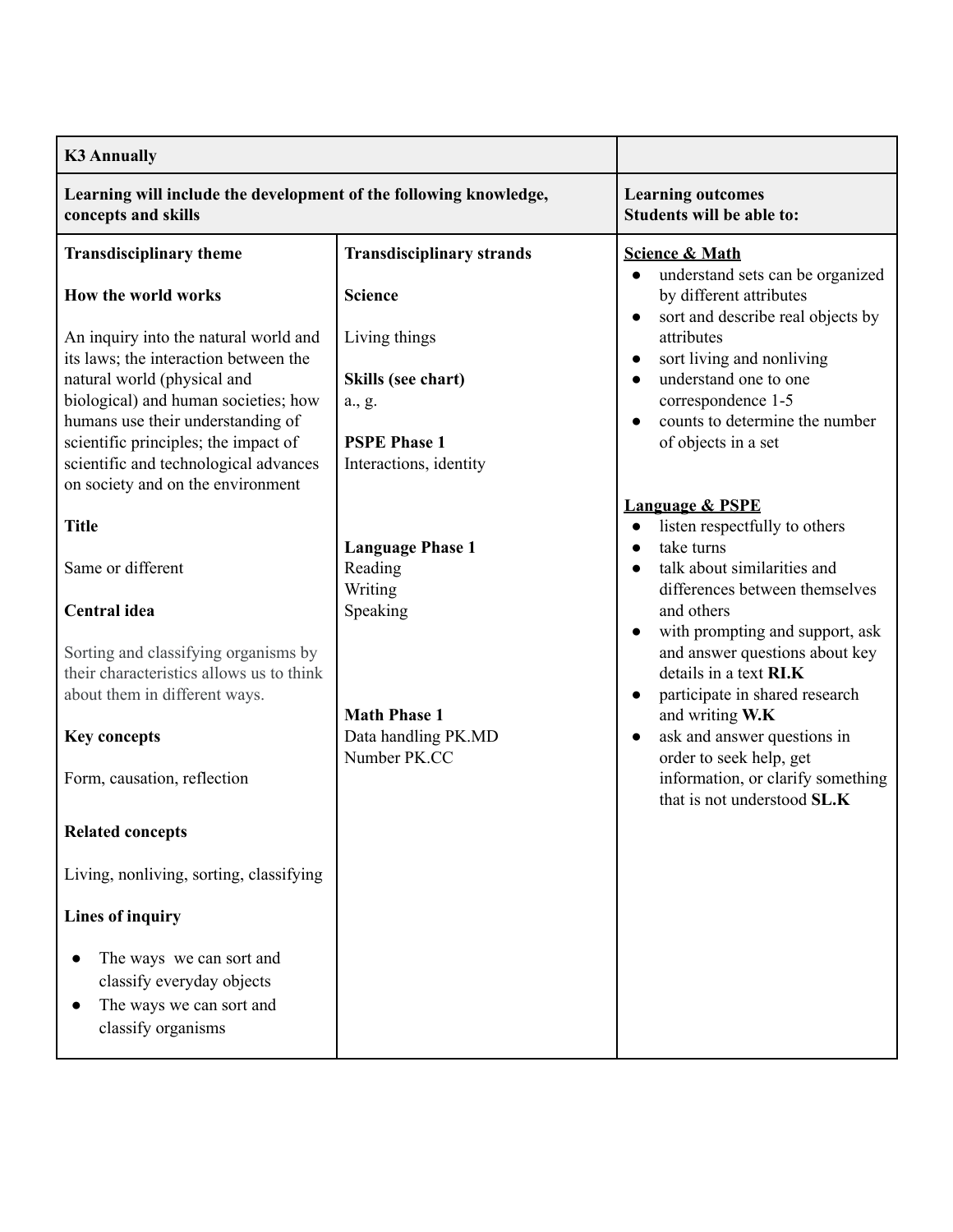| K3 Annually | | |
|---|---|---|
| **Learning will include the development of the following knowledge, concepts and skills** | | **Learning outcomes**<br>**Students will be able to:** |
| **Transdisciplinary theme**<br><br>**How the world works**<br><br>An inquiry into the natural world and its laws; the interaction between the natural world (physical and biological) and human societies; how humans use their understanding of scientific principles; the impact of scientific and technological advances on society and on the environment<br><br>**Title**<br><br>Same or different<br><br>**Central idea**<br><br>Sorting and classifying organisms by their characteristics allows us to think about them in different ways.<br><br>**Key concepts**<br><br>Form, causation, reflection<br><br>**Related concepts**<br><br>Living, nonliving, sorting, classifying<br><br>**Lines of inquiry**<br><br>• The ways we can sort and classify everyday objects<br>• The ways we can sort and classify organisms | **Transdisciplinary strands**<br><br>**Science**<br><br>Living things<br><br>**Skills (see chart)**<br>a., g.<br><br>**PSPE Phase 1**<br>Interactions, identity<br><br>**Language Phase 1**<br>Reading<br>Writing<br>Speaking<br><br>**Math Phase 1**<br>Data handling PK.MD<br>Number PK.CC | **<u>Science & Math</u>**<br>• understand sets can be organized by different attributes<br>• sort and describe real objects by attributes<br>• sort living and nonliving<br>• understand one to one correspondence 1-5<br>• counts to determine the number of objects in a set<br><br>**<u>Language & PSPE</u>**<br>• listen respectfully to others<br>• take turns<br>• talk about similarities and differences between themselves and others<br>• with prompting and support, ask and answer questions about key details in a text **RI.K**<br>• participate in shared research and writing **W.K**<br>• ask and answer questions in order to seek help, get information, or clarify something that is not understood **SL.K** |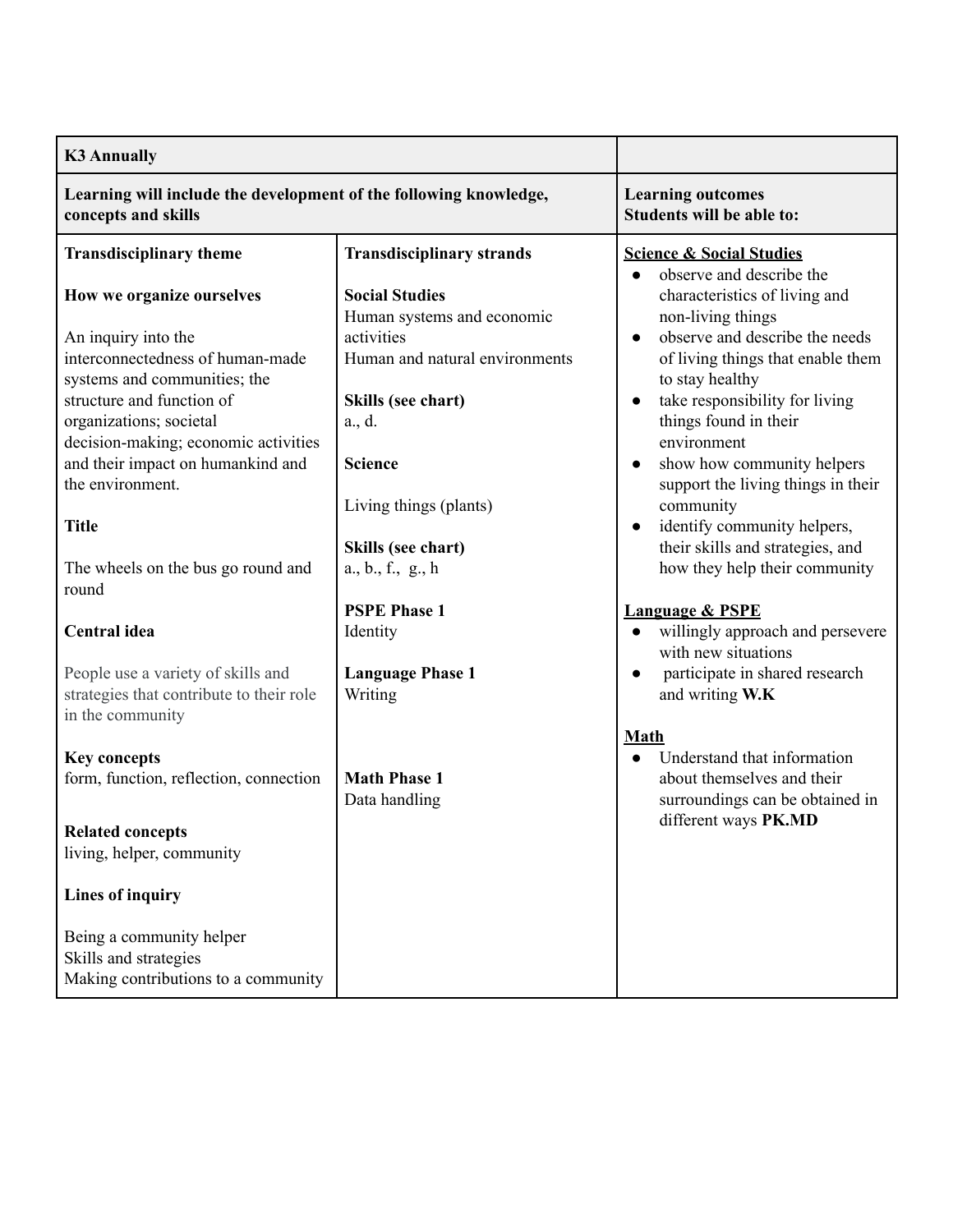| **K3 Annually** | | |
|---|---|---|
| **Learning will include the development of the following knowledge, concepts and skills** | | **Learning outcomes**<br>**Students will be able to:** |
| **Transdisciplinary theme**<br><br>**How we organize ourselves**<br><br>An inquiry into the interconnectedness of human-made systems and communities; the structure and function of organizations; societal decision-making; economic activities and their impact on humankind and the environment.<br><br>**Title**<br><br>The wheels on the bus go round and round<br><br>**Central idea**<br><br>People use a variety of skills and strategies that contribute to their role in the community<br><br>**Key concepts**<br>form, function, reflection, connection<br><br>**Related concepts**<br>living, helper, community<br><br>**Lines of inquiry**<br><br>Being a community helper<br>Skills and strategies<br>Making contributions to a community | **Transdisciplinary strands**<br><br>**Social Studies**<br>Human systems and economic activities<br>Human and natural environments<br><br>**Skills (see chart)**<br>a., d.<br><br>**Science**<br><br>Living things (plants)<br><br>**Skills (see chart)**<br>a., b., f., g., h<br><br>**PSPE Phase 1**<br>Identity<br><br>**Language Phase 1**<br>Writing<br><br>**Math Phase 1**<br>Data handling | **Science & Social Studies**<br>● observe and describe the characteristics of living and non-living things<br>● observe and describe the needs of living things that enable them to stay healthy<br>● take responsibility for living things found in their environment<br>● show how community helpers support the living things in their community<br>● identify community helpers, their skills and strategies, and how they help their community<br><br>**Language & PSPE**<br>● willingly approach and persevere with new situations<br>● participate in shared research and writing **W.K**<br><br>**Math**<br>● Understand that information about themselves and their surroundings can be obtained in different ways **PK.MD** |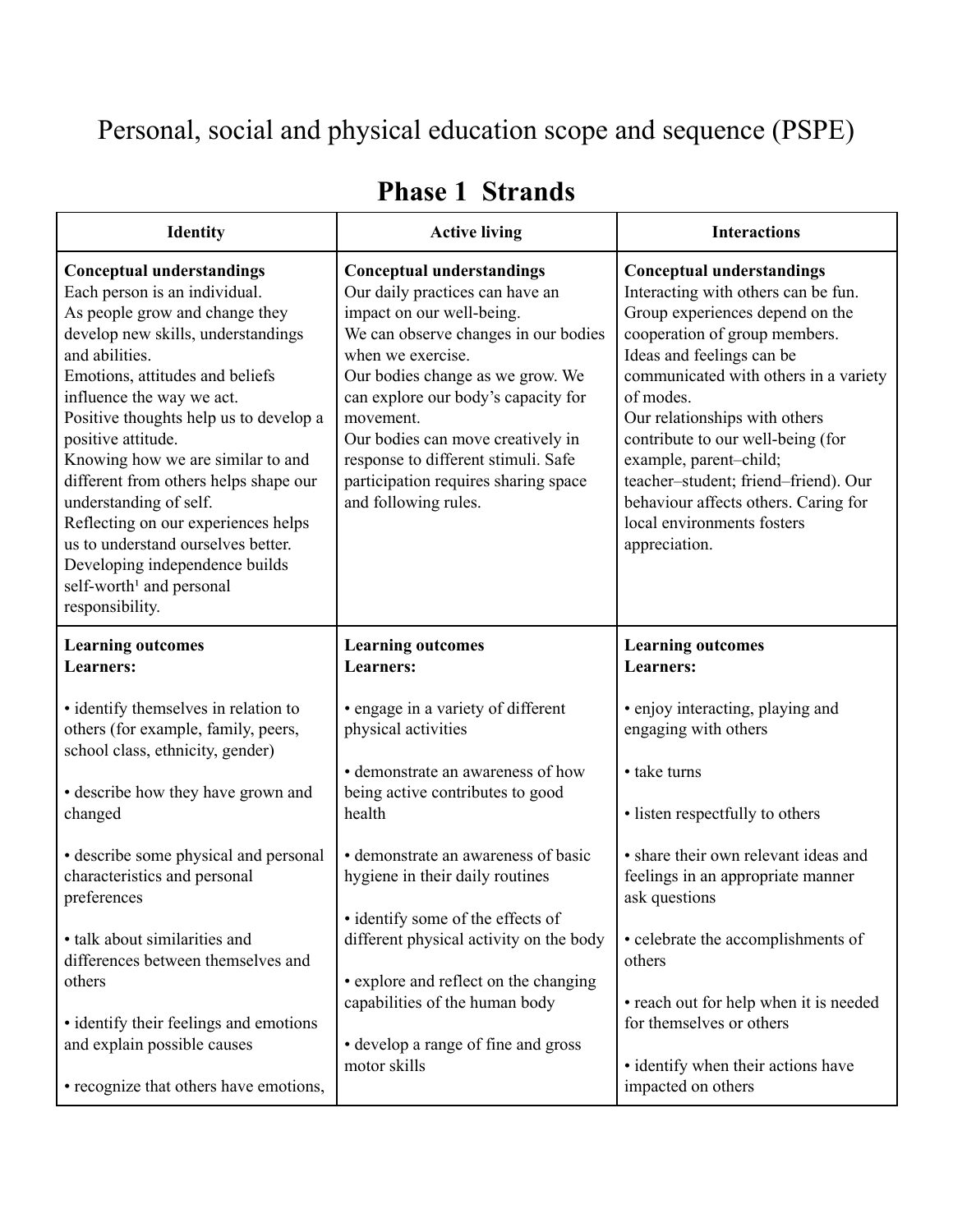Personal, social and physical education scope and sequence (PSPE)

# Phase 1 Strands

| Identity | Active living | Interactions |
|---|---|---|
| **Conceptual understandings**<br>Each person is an individual.<br>As people grow and change they develop new skills, understandings and abilities.<br>Emotions, attitudes and beliefs influence the way we act.<br>Positive thoughts help us to develop a positive attitude.<br>Knowing how we are similar to and different from others helps shape our understanding of self.<br>Reflecting on our experiences helps us to understand ourselves better.<br>Developing independence builds self-worth[1] and personal responsibility. | **Conceptual understandings**<br>Our daily practices can have an impact on our well-being.<br>We can observe changes in our bodies when we exercise.<br>Our bodies change as we grow. We can explore our body's capacity for movement.<br>Our bodies can move creatively in response to different stimuli. Safe participation requires sharing space and following rules. | **Conceptual understandings**<br>Interacting with others can be fun.<br>Group experiences depend on the cooperation of group members.<br>Ideas and feelings can be communicated with others in a variety of modes.<br>Our relationships with others contribute to our well-being (for example, parent–child; teacher–student; friend–friend). Our behaviour affects others. Caring for local environments fosters appreciation. |
| **Learning outcomes**<br>**Learners:**<br><br>• identify themselves in relation to others (for example, family, peers, school class, ethnicity, gender)<br><br>• describe how they have grown and changed<br><br>• describe some physical and personal characteristics and personal preferences<br><br>• talk about similarities and differences between themselves and others<br><br>• identify their feelings and emotions and explain possible causes<br><br>• recognize that others have emotions, | **Learning outcomes**<br>**Learners:**<br><br>• engage in a variety of different physical activities<br><br>• demonstrate an awareness of how being active contributes to good health<br><br>• demonstrate an awareness of basic hygiene in their daily routines<br><br>• identify some of the effects of different physical activity on the body<br><br>• explore and reflect on the changing capabilities of the human body<br><br>• develop a range of fine and gross motor skills | **Learning outcomes**<br>**Learners:**<br><br>• enjoy interacting, playing and engaging with others<br><br>• take turns<br><br>• listen respectfully to others<br><br>• share their own relevant ideas and feelings in an appropriate manner ask questions<br><br>• celebrate the accomplishments of others<br><br>• reach out for help when it is needed for themselves or others<br><br>• identify when their actions have impacted on others |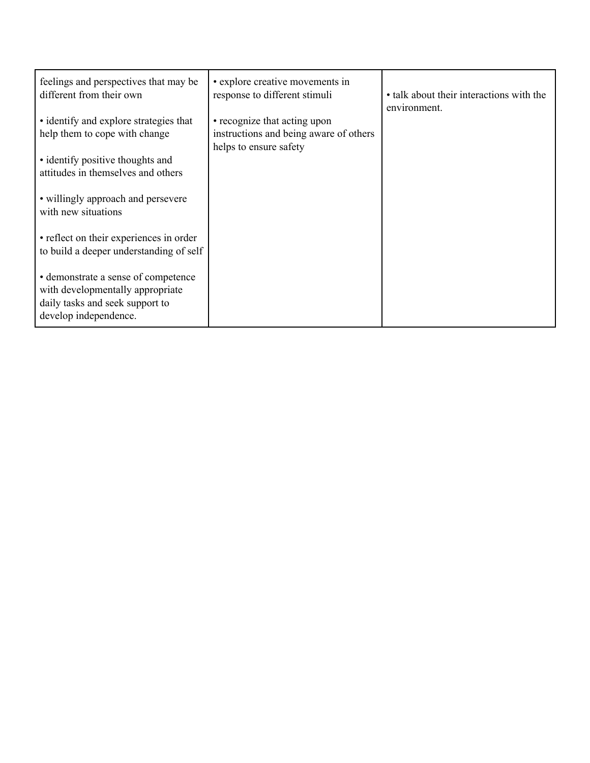| | | |
|---|---|---|
| feelings and perspectives that may be different from their own<br><br>• identify and explore strategies that help them to cope with change<br><br>• identify positive thoughts and attitudes in themselves and others<br><br>• willingly approach and persevere with new situations<br><br>• reflect on their experiences in order to build a deeper understanding of self<br><br>• demonstrate a sense of competence with developmentally appropriate daily tasks and seek support to develop independence. | • explore creative movements in response to different stimuli<br><br>• recognize that acting upon instructions and being aware of others helps to ensure safety | • talk about their interactions with the environment. |